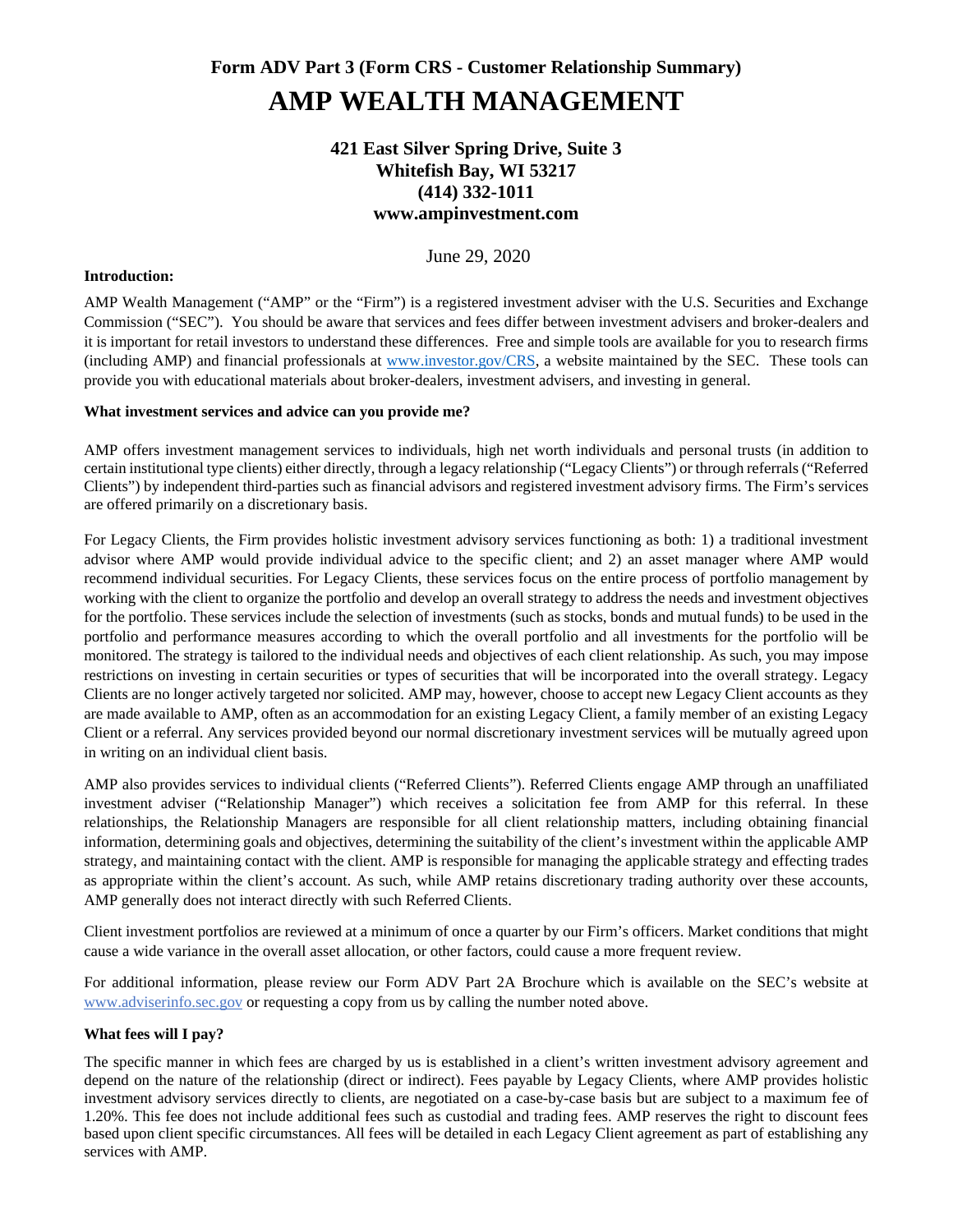**Form ADV Part 3 (Form CRS - Customer Relationship Summary)**

# AMP WEALTH MANAGEMENT

**421 East Silver Spring Drive, Suite 3**
**Whitefish Bay, WI 53217**
**(414) 332-1011**
**www.ampinvestment.com**

June 29, 2020

**Introduction:**

AMP Wealth Management ("AMP" or the "Firm") is a registered investment adviser with the U.S. Securities and Exchange Commission ("SEC"). You should be aware that services and fees differ between investment advisers and broker-dealers and it is important for retail investors to understand these differences. Free and simple tools are available for you to research firms (including AMP) and financial professionals at www.investor.gov/CRS, a website maintained by the SEC. These tools can provide you with educational materials about broker-dealers, investment advisers, and investing in general.

**What investment services and advice can you provide me?**

AMP offers investment management services to individuals, high net worth individuals and personal trusts (in addition to certain institutional type clients) either directly, through a legacy relationship ("Legacy Clients") or through referrals ("Referred Clients") by independent third-parties such as financial advisors and registered investment advisory firms. The Firm's services are offered primarily on a discretionary basis.

For Legacy Clients, the Firm provides holistic investment advisory services functioning as both: 1) a traditional investment advisor where AMP would provide individual advice to the specific client; and 2) an asset manager where AMP would recommend individual securities. For Legacy Clients, these services focus on the entire process of portfolio management by working with the client to organize the portfolio and develop an overall strategy to address the needs and investment objectives for the portfolio. These services include the selection of investments (such as stocks, bonds and mutual funds) to be used in the portfolio and performance measures according to which the overall portfolio and all investments for the portfolio will be monitored. The strategy is tailored to the individual needs and objectives of each client relationship. As such, you may impose restrictions on investing in certain securities or types of securities that will be incorporated into the overall strategy. Legacy Clients are no longer actively targeted nor solicited. AMP may, however, choose to accept new Legacy Client accounts as they are made available to AMP, often as an accommodation for an existing Legacy Client, a family member of an existing Legacy Client or a referral. Any services provided beyond our normal discretionary investment services will be mutually agreed upon in writing on an individual client basis.

AMP also provides services to individual clients ("Referred Clients"). Referred Clients engage AMP through an unaffiliated investment adviser ("Relationship Manager") which receives a solicitation fee from AMP for this referral. In these relationships, the Relationship Managers are responsible for all client relationship matters, including obtaining financial information, determining goals and objectives, determining the suitability of the client's investment within the applicable AMP strategy, and maintaining contact with the client. AMP is responsible for managing the applicable strategy and effecting trades as appropriate within the client's account. As such, while AMP retains discretionary trading authority over these accounts, AMP generally does not interact directly with such Referred Clients.

Client investment portfolios are reviewed at a minimum of once a quarter by our Firm's officers. Market conditions that might cause a wide variance in the overall asset allocation, or other factors, could cause a more frequent review.

For additional information, please review our Form ADV Part 2A Brochure which is available on the SEC's website at www.adviserinfo.sec.gov or requesting a copy from us by calling the number noted above.

**What fees will I pay?**

The specific manner in which fees are charged by us is established in a client's written investment advisory agreement and depend on the nature of the relationship (direct or indirect). Fees payable by Legacy Clients, where AMP provides holistic investment advisory services directly to clients, are negotiated on a case-by-case basis but are subject to a maximum fee of 1.20%. This fee does not include additional fees such as custodial and trading fees. AMP reserves the right to discount fees based upon client specific circumstances. All fees will be detailed in each Legacy Client agreement as part of establishing any services with AMP.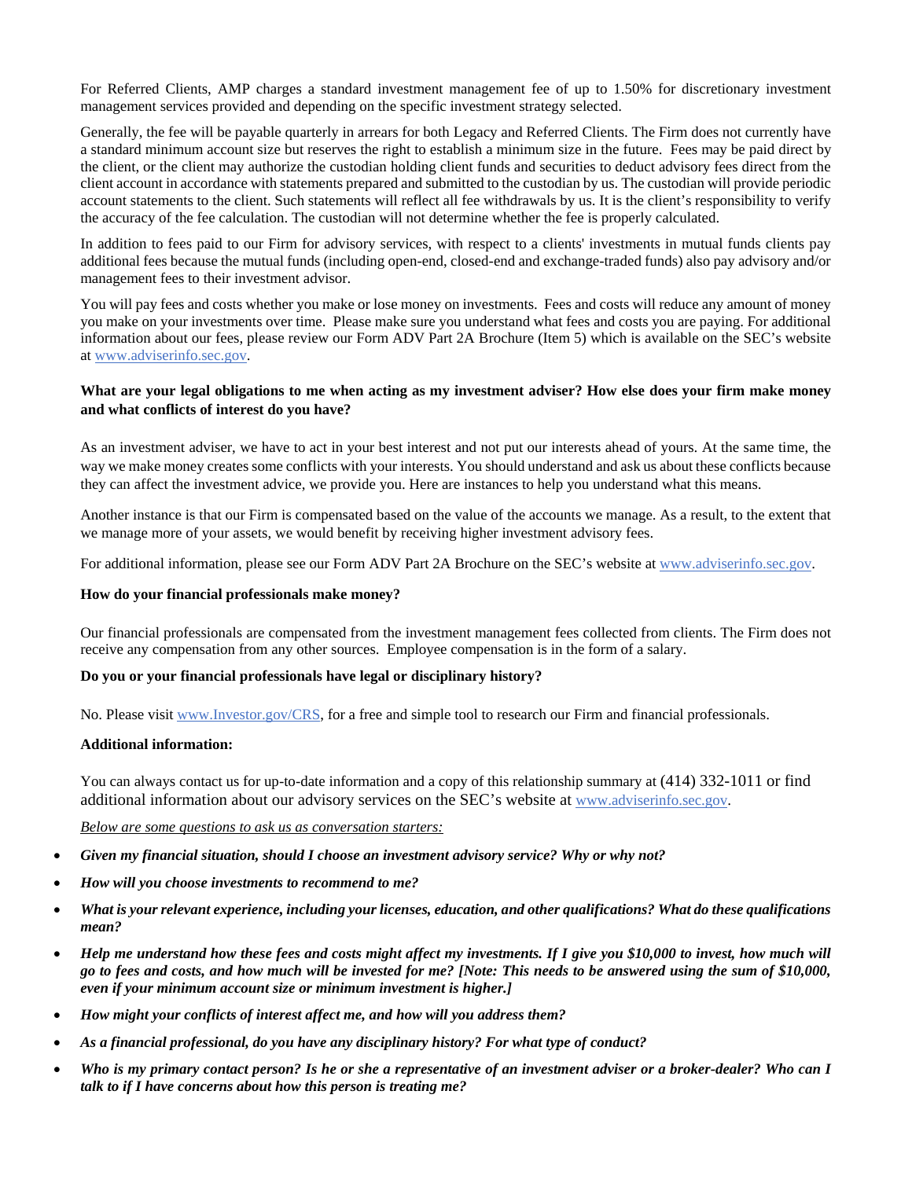For Referred Clients, AMP charges a standard investment management fee of up to 1.50% for discretionary investment management services provided and depending on the specific investment strategy selected.

Generally, the fee will be payable quarterly in arrears for both Legacy and Referred Clients. The Firm does not currently have a standard minimum account size but reserves the right to establish a minimum size in the future. Fees may be paid direct by the client, or the client may authorize the custodian holding client funds and securities to deduct advisory fees direct from the client account in accordance with statements prepared and submitted to the custodian by us. The custodian will provide periodic account statements to the client. Such statements will reflect all fee withdrawals by us. It is the client's responsibility to verify the accuracy of the fee calculation. The custodian will not determine whether the fee is properly calculated.

In addition to fees paid to our Firm for advisory services, with respect to a clients' investments in mutual funds clients pay additional fees because the mutual funds (including open-end, closed-end and exchange-traded funds) also pay advisory and/or management fees to their investment advisor.

You will pay fees and costs whether you make or lose money on investments. Fees and costs will reduce any amount of money you make on your investments over time. Please make sure you understand what fees and costs you are paying. For additional information about our fees, please review our Form ADV Part 2A Brochure (Item 5) which is available on the SEC's website at www.adviserinfo.sec.gov.

**What are your legal obligations to me when acting as my investment adviser? How else does your firm make money and what conflicts of interest do you have?**

As an investment adviser, we have to act in your best interest and not put our interests ahead of yours. At the same time, the way we make money creates some conflicts with your interests. You should understand and ask us about these conflicts because they can affect the investment advice, we provide you. Here are instances to help you understand what this means.

Another instance is that our Firm is compensated based on the value of the accounts we manage. As a result, to the extent that we manage more of your assets, we would benefit by receiving higher investment advisory fees.

For additional information, please see our Form ADV Part 2A Brochure on the SEC's website at www.adviserinfo.sec.gov.

**How do your financial professionals make money?**

Our financial professionals are compensated from the investment management fees collected from clients. The Firm does not receive any compensation from any other sources. Employee compensation is in the form of a salary.

**Do you or your financial professionals have legal or disciplinary history?**

No. Please visit www.Investor.gov/CRS, for a free and simple tool to research our Firm and financial professionals.

**Additional information:**

You can always contact us for up-to-date information and a copy of this relationship summary at (414) 332-1011 or find additional information about our advisory services on the SEC's website at www.adviserinfo.sec.gov.

*Below are some questions to ask us as conversation starters:*

- ***Given my financial situation, should I choose an investment advisory service? Why or why not?***
- ***How will you choose investments to recommend to me?***
- ***What is your relevant experience, including your licenses, education, and other qualifications? What do these qualifications mean?***
- ***Help me understand how these fees and costs might affect my investments. If I give you $10,000 to invest, how much will go to fees and costs, and how much will be invested for me? [Note: This needs to be answered using the sum of $10,000, even if your minimum account size or minimum investment is higher.]***
- ***How might your conflicts of interest affect me, and how will you address them?***
- ***As a financial professional, do you have any disciplinary history? For what type of conduct?***
- ***Who is my primary contact person? Is he or she a representative of an investment adviser or a broker-dealer? Who can I talk to if I have concerns about how this person is treating me?***